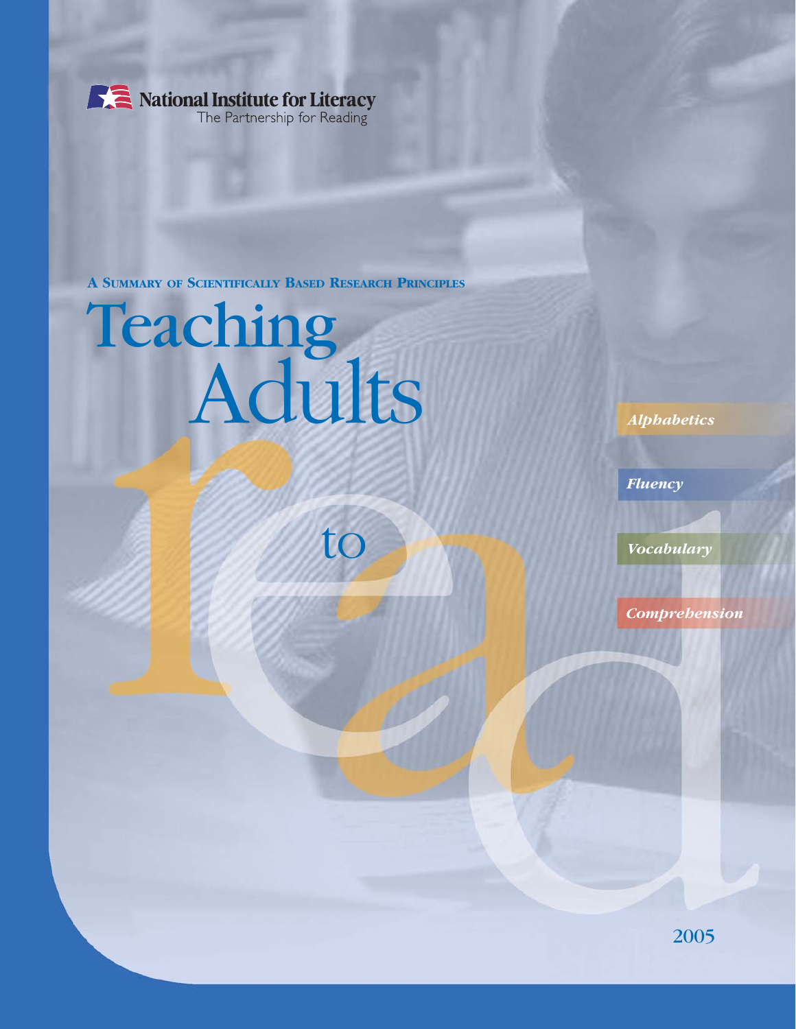**National Institute for Literacy**
The Partnership for Reading

A SUMMARY OF SCIENTIFICALLY BASED RESEARCH PRINCIPLES

# Teaching Adults to read

*Alphabetics*

*Fluency*

*Vocabulary*

*Comprehension*

2005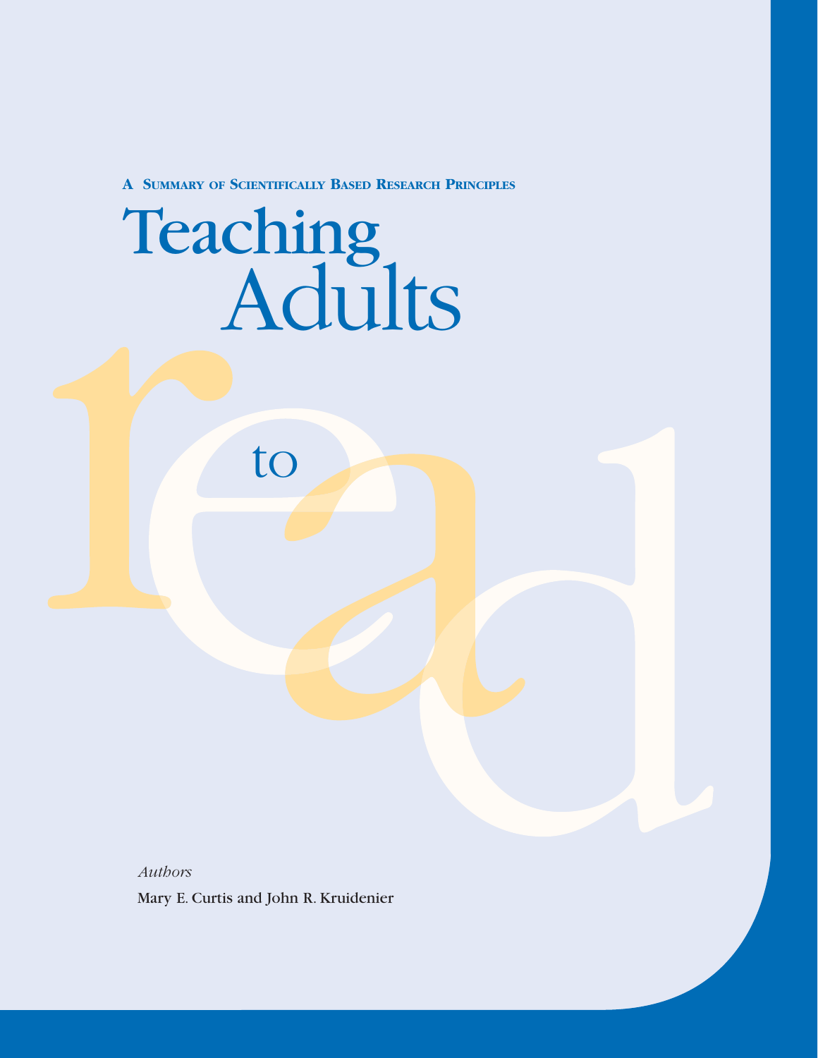A SUMMARY OF SCIENTIFICALLY BASED RESEARCH PRINCIPLES

# Teaching Adults to read

*Authors*

Mary E. Curtis and John R. Kruidenier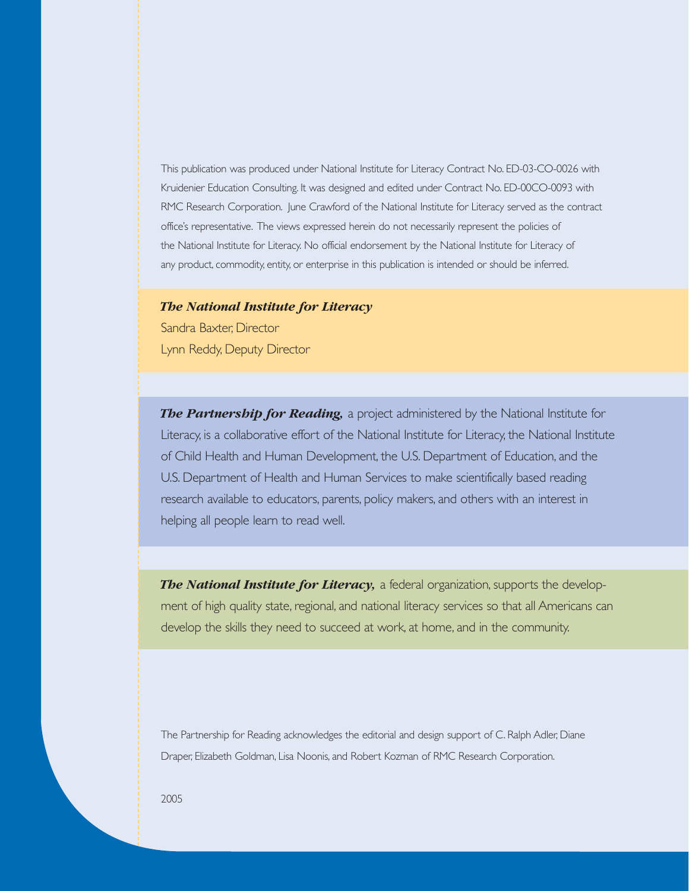This publication was produced under National Institute for Literacy Contract No. ED-03-CO-0026 with Kruidenier Education Consulting. It was designed and edited under Contract No. ED-00CO-0093 with RMC Research Corporation. June Crawford of the National Institute for Literacy served as the contract office's representative. The views expressed herein do not necessarily represent the policies of the National Institute for Literacy. No official endorsement by the National Institute for Literacy of any product, commodity, entity, or enterprise in this publication is intended or should be inferred.

***The National Institute for Literacy***

Sandra Baxter, Director

Lynn Reddy, Deputy Director

***The Partnership for Reading,*** a project administered by the National Institute for Literacy, is a collaborative effort of the National Institute for Literacy, the National Institute of Child Health and Human Development, the U.S. Department of Education, and the U.S. Department of Health and Human Services to make scientifically based reading research available to educators, parents, policy makers, and others with an interest in helping all people learn to read well.

***The National Institute for Literacy,*** a federal organization, supports the development of high quality state, regional, and national literacy services so that all Americans can develop the skills they need to succeed at work, at home, and in the community.

The Partnership for Reading acknowledges the editorial and design support of C. Ralph Adler, Diane Draper, Elizabeth Goldman, Lisa Noonis, and Robert Kozman of RMC Research Corporation.

2005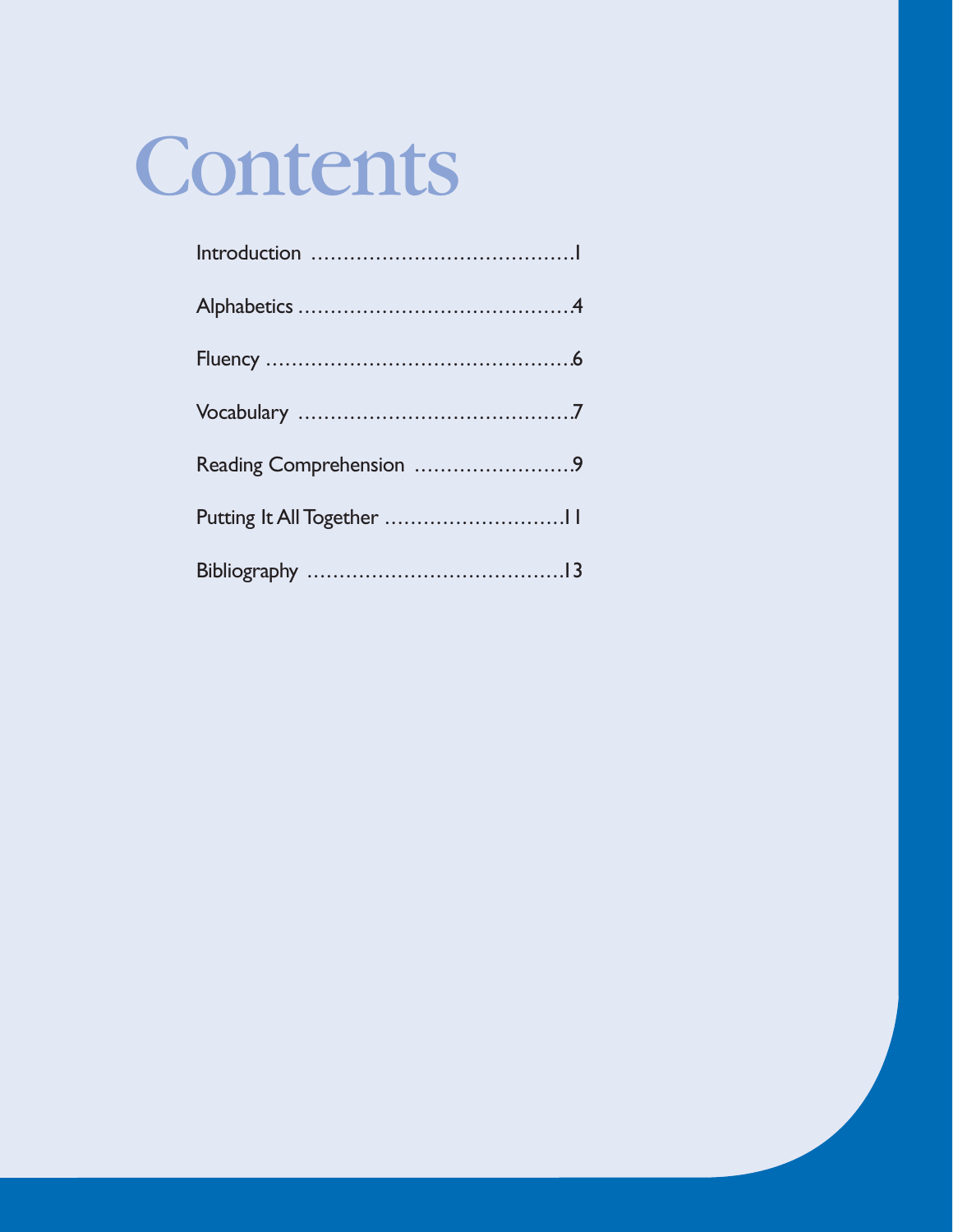# Contents

Introduction .......................................1

Alphabetics .........................................4

Fluency ..............................................6

Vocabulary .........................................7

Reading Comprehension ........................9

Putting It All Together ...........................11

Bibliography .......................................13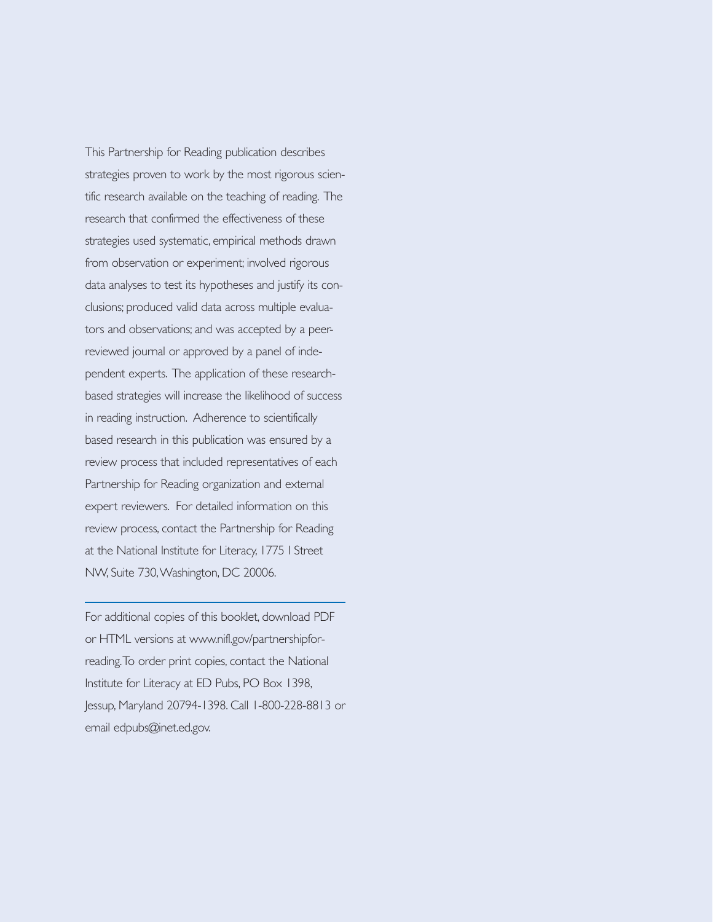This Partnership for Reading publication describes strategies proven to work by the most rigorous scientific research available on the teaching of reading. The research that confirmed the effectiveness of these strategies used systematic, empirical methods drawn from observation or experiment; involved rigorous data analyses to test its hypotheses and justify its conclusions; produced valid data across multiple evaluators and observations; and was accepted by a peer-reviewed journal or approved by a panel of independent experts. The application of these research-based strategies will increase the likelihood of success in reading instruction. Adherence to scientifically based research in this publication was ensured by a review process that included representatives of each Partnership for Reading organization and external expert reviewers. For detailed information on this review process, contact the Partnership for Reading at the National Institute for Literacy, 1775 I Street NW, Suite 730, Washington, DC 20006.

---

For additional copies of this booklet, download PDF or HTML versions at www.nifl.gov/partnershipforreading. To order print copies, contact the National Institute for Literacy at ED Pubs, PO Box 1398, Jessup, Maryland 20794-1398. Call 1-800-228-8813 or email edpubs@inet.ed.gov.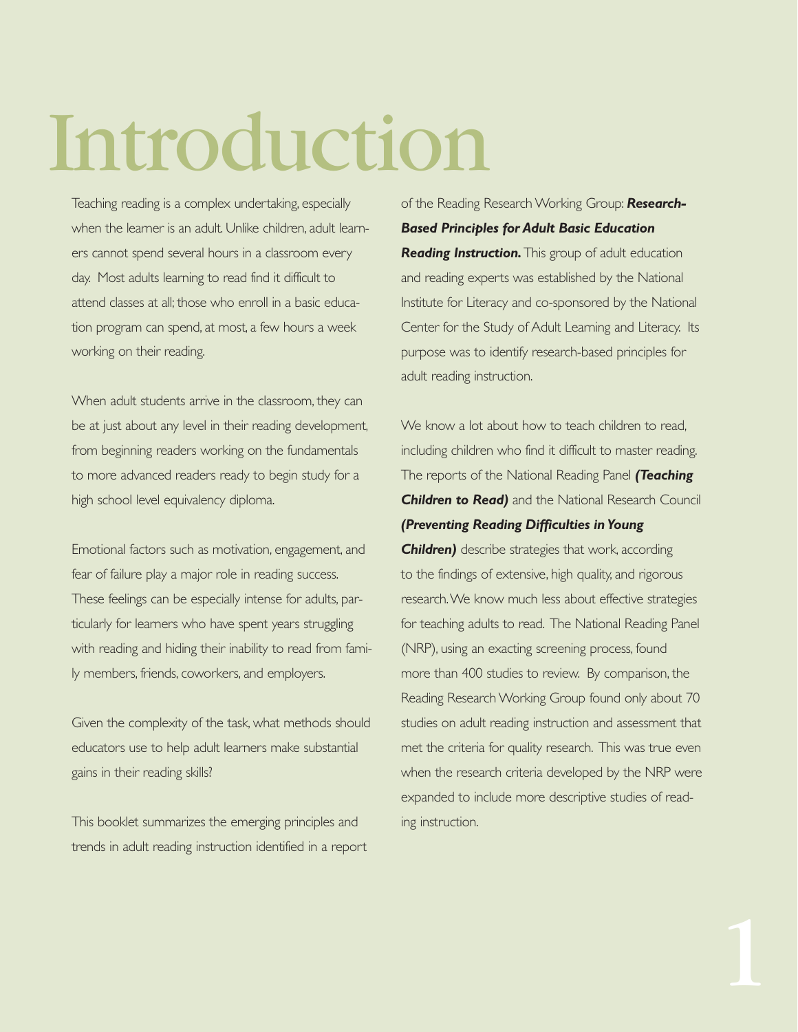# Introduction

Teaching reading is a complex undertaking, especially when the learner is an adult. Unlike children, adult learners cannot spend several hours in a classroom every day. Most adults learning to read find it difficult to attend classes at all; those who enroll in a basic education program can spend, at most, a few hours a week working on their reading.

When adult students arrive in the classroom, they can be at just about any level in their reading development, from beginning readers working on the fundamentals to more advanced readers ready to begin study for a high school level equivalency diploma.

Emotional factors such as motivation, engagement, and fear of failure play a major role in reading success. These feelings can be especially intense for adults, particularly for learners who have spent years struggling with reading and hiding their inability to read from family members, friends, coworkers, and employers.

Given the complexity of the task, what methods should educators use to help adult learners make substantial gains in their reading skills?

This booklet summarizes the emerging principles and trends in adult reading instruction identified in a report of the Reading Research Working Group: ***Research-Based Principles for Adult Basic Education Reading Instruction.*** This group of adult education and reading experts was established by the National Institute for Literacy and co-sponsored by the National Center for the Study of Adult Learning and Literacy. Its purpose was to identify research-based principles for adult reading instruction.

We know a lot about how to teach children to read, including children who find it difficult to master reading. The reports of the National Reading Panel ***(Teaching Children to Read)*** and the National Research Council ***(Preventing Reading Difficulties in Young Children)*** describe strategies that work, according to the findings of extensive, high quality, and rigorous research. We know much less about effective strategies for teaching adults to read. The National Reading Panel (NRP), using an exacting screening process, found more than 400 studies to review. By comparison, the Reading Research Working Group found only about 70 studies on adult reading instruction and assessment that met the criteria for quality research. This was true even when the research criteria developed by the NRP were expanded to include more descriptive studies of reading instruction.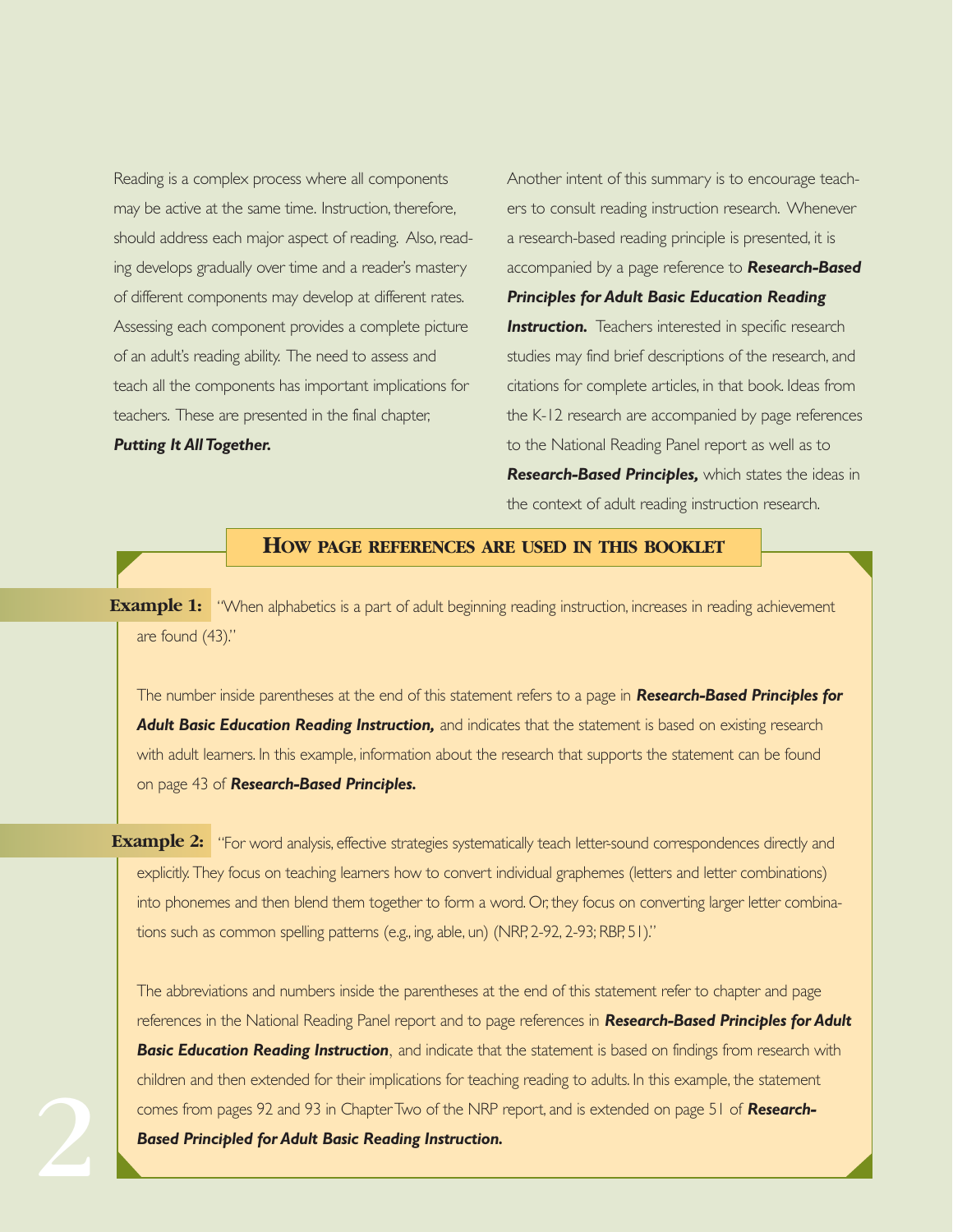Reading is a complex process where all components may be active at the same time. Instruction, therefore, should address each major aspect of reading. Also, reading develops gradually over time and a reader's mastery of different components may develop at different rates. Assessing each component provides a complete picture of an adult's reading ability. The need to assess and teach all the components has important implications for teachers. These are presented in the final chapter, ***Putting It All Together.***

Another intent of this summary is to encourage teachers to consult reading instruction research. Whenever a research-based reading principle is presented, it is accompanied by a page reference to ***Research-Based Principles for Adult Basic Education Reading Instruction.*** Teachers interested in specific research studies may find brief descriptions of the research, and citations for complete articles, in that book. Ideas from the K-12 research are accompanied by page references to the National Reading Panel report as well as to ***Research-Based Principles,*** which states the ideas in the context of adult reading instruction research.

## How page references are used in this booklet

**Example 1:** "When alphabetics is a part of adult beginning reading instruction, increases in reading achievement are found (43)."

The number inside parentheses at the end of this statement refers to a page in ***Research-Based Principles for Adult Basic Education Reading Instruction,*** and indicates that the statement is based on existing research with adult learners. In this example, information about the research that supports the statement can be found on page 43 of ***Research-Based Principles.***

**Example 2:** "For word analysis, effective strategies systematically teach letter-sound correspondences directly and explicitly. They focus on teaching learners how to convert individual graphemes (letters and letter combinations) into phonemes and then blend them together to form a word. Or, they focus on converting larger letter combinations such as common spelling patterns (e.g., ing, able, un) (NRP, 2-92, 2-93; RBP, 51)."

The abbreviations and numbers inside the parentheses at the end of this statement refer to chapter and page references in the National Reading Panel report and to page references in ***Research-Based Principles for Adult Basic Education Reading Instruction***, and indicate that the statement is based on findings from research with children and then extended for their implications for teaching reading to adults. In this example, the statement comes from pages 92 and 93 in Chapter Two of the NRP report, and is extended on page 51 of ***Research-Based Principled for Adult Basic Reading Instruction.***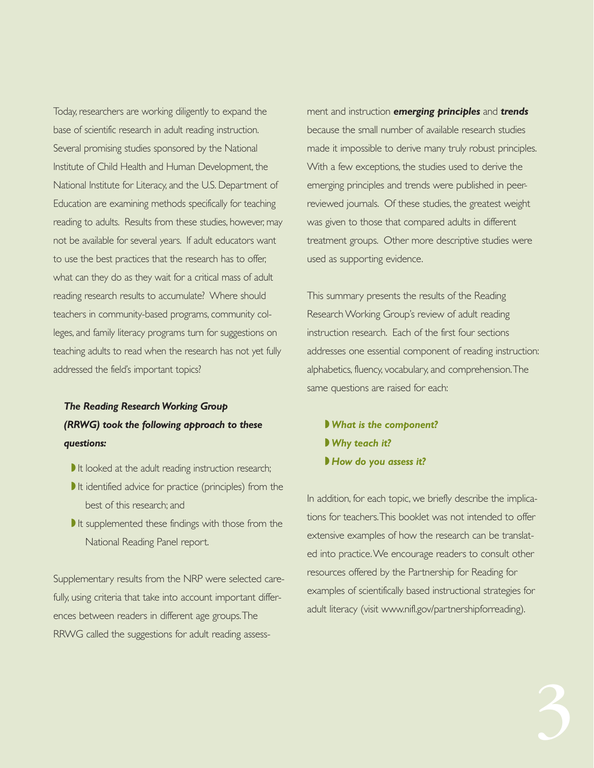Today, researchers are working diligently to expand the base of scientific research in adult reading instruction. Several promising studies sponsored by the National Institute of Child Health and Human Development, the National Institute for Literacy, and the U.S. Department of Education are examining methods specifically for teaching reading to adults. Results from these studies, however, may not be available for several years. If adult educators want to use the best practices that the research has to offer, what can they do as they wait for a critical mass of adult reading research results to accumulate? Where should teachers in community-based programs, community colleges, and family literacy programs turn for suggestions on teaching adults to read when the research has not yet fully addressed the field's important topics?

***The Reading Research Working Group (RRWG) took the following approach to these questions:***

- It looked at the adult reading instruction research;
- It identified advice for practice (principles) from the best of this research; and
- It supplemented these findings with those from the National Reading Panel report.

Supplementary results from the NRP were selected carefully, using criteria that take into account important differences between readers in different age groups. The RRWG called the suggestions for adult reading assessment and instruction ***emerging principles*** and ***trends*** because the small number of available research studies made it impossible to derive many truly robust principles. With a few exceptions, the studies used to derive the emerging principles and trends were published in peer-reviewed journals. Of these studies, the greatest weight was given to those that compared adults in different treatment groups. Other more descriptive studies were used as supporting evidence.

This summary presents the results of the Reading Research Working Group's review of adult reading instruction research. Each of the first four sections addresses one essential component of reading instruction: alphabetics, fluency, vocabulary, and comprehension. The same questions are raised for each:

- ***What is the component?***
- ***Why teach it?***
- ***How do you assess it?***

In addition, for each topic, we briefly describe the implications for teachers. This booklet was not intended to offer extensive examples of how the research can be translated into practice. We encourage readers to consult other resources offered by the Partnership for Reading for examples of scientifically based instructional strategies for adult literacy (visit www.nifl.gov/partnershipforreading).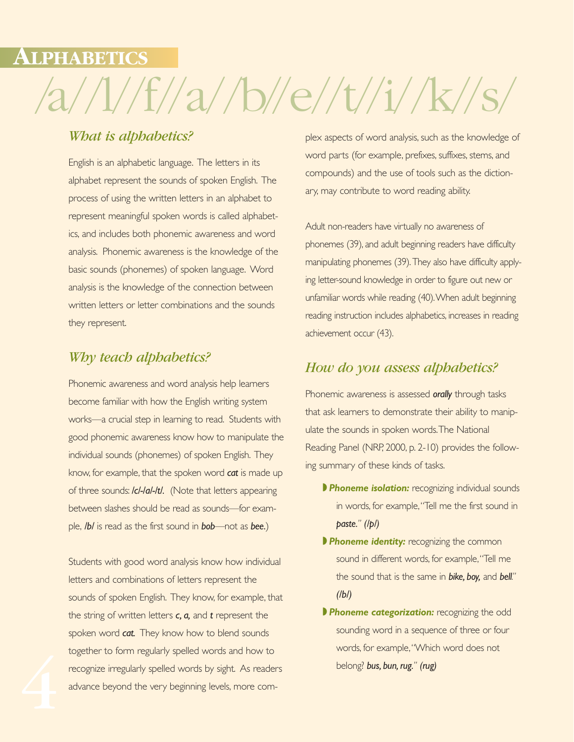# Alphabetics

/a//l//f//a//b//e//t//i//k//s/

## *What is alphabetics?*

English is an alphabetic language. The letters in its alphabet represent the sounds of spoken English. The process of using the written letters in an alphabet to represent meaningful spoken words is called alphabetics, and includes both phonemic awareness and word analysis. Phonemic awareness is the knowledge of the basic sounds (phonemes) of spoken language. Word analysis is the knowledge of the connection between written letters or letter combinations and the sounds they represent.

## *Why teach alphabetics?*

Phonemic awareness and word analysis help learners become familiar with how the English writing system works—a crucial step in learning to read. Students with good phonemic awareness know how to manipulate the individual sounds (phonemes) of spoken English. They know, for example, that the spoken word ***cat*** is made up of three sounds: */c/-/a/-/t/*. (Note that letters appearing between slashes should be read as sounds—for example, */b/* is read as the first sound in ***bob***—not as ***bee***.)

Students with good word analysis know how individual letters and combinations of letters represent the sounds of spoken English. They know, for example, that the string of written letters ***c, a,*** and ***t*** represent the spoken word ***cat.*** They know how to blend sounds together to form regularly spelled words and how to recognize irregularly spelled words by sight. As readers advance beyond the very beginning levels, more complex aspects of word analysis, such as the knowledge of word parts (for example, prefixes, suffixes, stems, and compounds) and the use of tools such as the dictionary, may contribute to word reading ability.

Adult non-readers have virtually no awareness of phonemes (39), and adult beginning readers have difficulty manipulating phonemes (39). They also have difficulty applying letter-sound knowledge in order to figure out new or unfamiliar words while reading (40). When adult beginning reading instruction includes alphabetics, increases in reading achievement occur (43).

## *How do you assess alphabetics?*

Phonemic awareness is assessed ***orally*** through tasks that ask learners to demonstrate their ability to manipulate the sounds in spoken words. The National Reading Panel (NRP, 2000, p. 2-10) provides the following summary of these kinds of tasks.

- ***Phoneme isolation:*** recognizing individual sounds in words, for example, "Tell me the first sound in ***paste.***" *(/p/)*
- ***Phoneme identity:*** recognizing the common sound in different words, for example, "Tell me the sound that is the same in ***bike, boy,*** and ***bell.***" *(/b/)*
- ***Phoneme categorization:*** recognizing the odd sounding word in a sequence of three or four words, for example, "Which word does not belong? ***bus, bun, rug.***" *(rug)*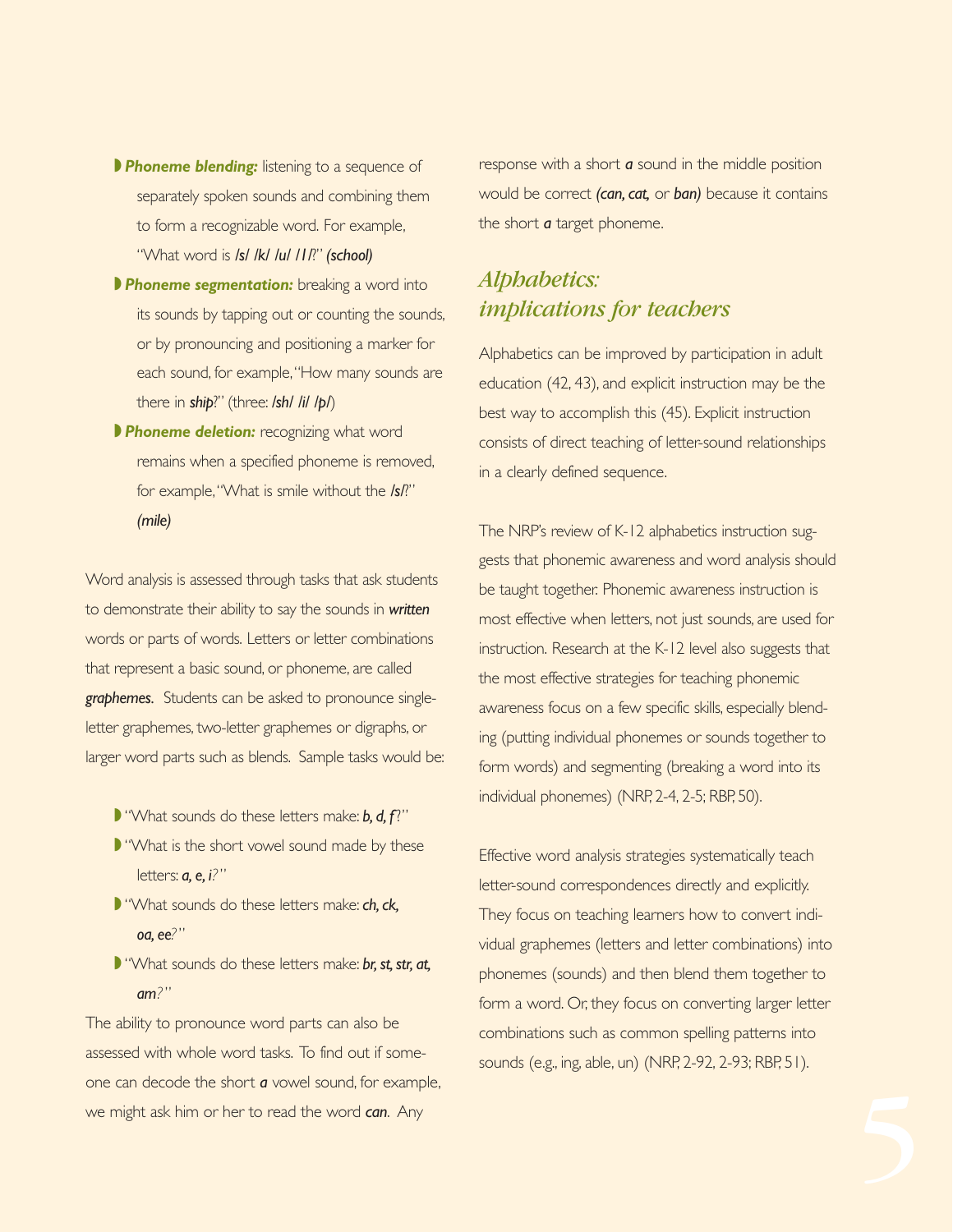- ***Phoneme blending:*** listening to a sequence of separately spoken sounds and combining them to form a recognizable word. For example, "What word is **/s/ /k/ /u/ /l/**?" ***(school)***
- ***Phoneme segmentation:*** breaking a word into its sounds by tapping out or counting the sounds, or by pronouncing and positioning a marker for each sound, for example, "How many sounds are there in ***ship***?" (three: **/sh/ /i/ /p/**)
- ***Phoneme deletion:*** recognizing what word remains when a specified phoneme is removed, for example, "What is smile without the **/s/**?" ***(mile)***

Word analysis is assessed through tasks that ask students to demonstrate their ability to say the sounds in ***written*** words or parts of words. Letters or letter combinations that represent a basic sound, or phoneme, are called ***graphemes***. Students can be asked to pronounce single-letter graphemes, two-letter graphemes or digraphs, or larger word parts such as blends. Sample tasks would be:

- "What sounds do these letters make: ***b, d, f***?"
- "What is the short vowel sound made by these letters: ***a, e, i***?"
- "What sounds do these letters make: ***ch, ck, oa, ee***?"
- "What sounds do these letters make: ***br, st, str, at, am***?"

The ability to pronounce word parts can also be assessed with whole word tasks. To find out if someone can decode the short ***a*** vowel sound, for example, we might ask him or her to read the word ***can***. Any response with a short ***a*** sound in the middle position would be correct ***(can, cat,*** or ***ban)*** because it contains the short ***a*** target phoneme.

## *Alphabetics: implications for teachers*

Alphabetics can be improved by participation in adult education (42, 43), and explicit instruction may be the best way to accomplish this (45). Explicit instruction consists of direct teaching of letter-sound relationships in a clearly defined sequence.

The NRP's review of K-12 alphabetics instruction suggests that phonemic awareness and word analysis should be taught together. Phonemic awareness instruction is most effective when letters, not just sounds, are used for instruction. Research at the K-12 level also suggests that the most effective strategies for teaching phonemic awareness focus on a few specific skills, especially blending (putting individual phonemes or sounds together to form words) and segmenting (breaking a word into its individual phonemes) (NRP, 2-4, 2-5; RBP, 50).

Effective word analysis strategies systematically teach letter-sound correspondences directly and explicitly. They focus on teaching learners how to convert individual graphemes (letters and letter combinations) into phonemes (sounds) and then blend them together to form a word. Or, they focus on converting larger letter combinations such as common spelling patterns into sounds (e.g., ing, able, un) (NRP, 2-92, 2-93; RBP, 51).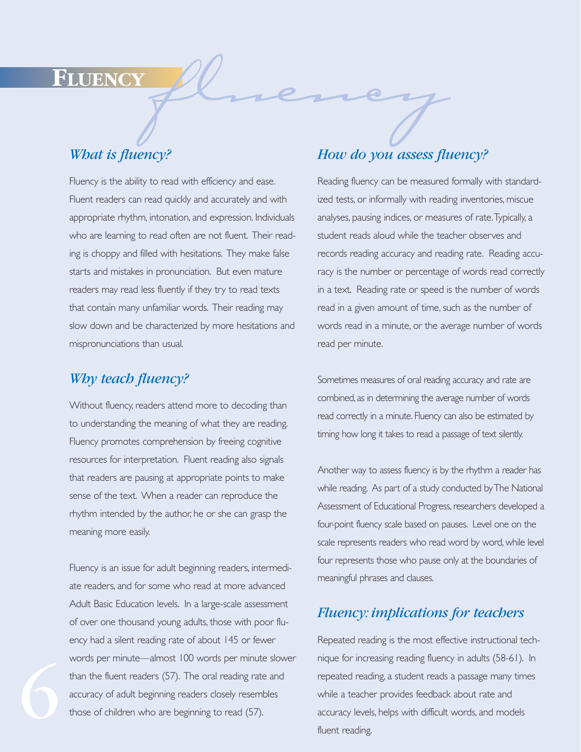# FLUENCY

## *What is fluency?*

Fluency is the ability to read with efficiency and ease. Fluent readers can read quickly and accurately and with appropriate rhythm, intonation, and expression. Individuals who are learning to read often are not fluent. Their reading is choppy and filled with hesitations. They make false starts and mistakes in pronunciation. But even mature readers may read less fluently if they try to read texts that contain many unfamiliar words. Their reading may slow down and be characterized by more hesitations and mispronunciations than usual.

## *Why teach fluency?*

Without fluency, readers attend more to decoding than to understanding the meaning of what they are reading. Fluency promotes comprehension by freeing cognitive resources for interpretation. Fluent reading also signals that readers are pausing at appropriate points to make sense of the text. When a reader can reproduce the rhythm intended by the author, he or she can grasp the meaning more easily.

Fluency is an issue for adult beginning readers, intermediate readers, and for some who read at more advanced Adult Basic Education levels. In a large-scale assessment of over one thousand young adults, those with poor fluency had a silent reading rate of about 145 or fewer words per minute—almost 100 words per minute slower than the fluent readers (57). The oral reading rate and accuracy of adult beginning readers closely resembles those of children who are beginning to read (57).

## *How do you assess fluency?*

Reading fluency can be measured formally with standardized tests, or informally with reading inventories, miscue analyses, pausing indices, or measures of rate. Typically, a student reads aloud while the teacher observes and records reading accuracy and reading rate. Reading accuracy is the number or percentage of words read correctly in a text. Reading rate or speed is the number of words read in a given amount of time, such as the number of words read in a minute, or the average number of words read per minute.

Sometimes measures of oral reading accuracy and rate are combined, as in determining the average number of words read correctly in a minute. Fluency can also be estimated by timing how long it takes to read a passage of text silently.

Another way to assess fluency is by the rhythm a reader has while reading. As part of a study conducted by The National Assessment of Educational Progress, researchers developed a four-point fluency scale based on pauses. Level one on the scale represents readers who read word by word, while level four represents those who pause only at the boundaries of meaningful phrases and clauses.

## *Fluency: implications for teachers*

Repeated reading is the most effective instructional technique for increasing reading fluency in adults (58-61). In repeated reading, a student reads a passage many times while a teacher provides feedback about rate and accuracy levels, helps with difficult words, and models fluent reading.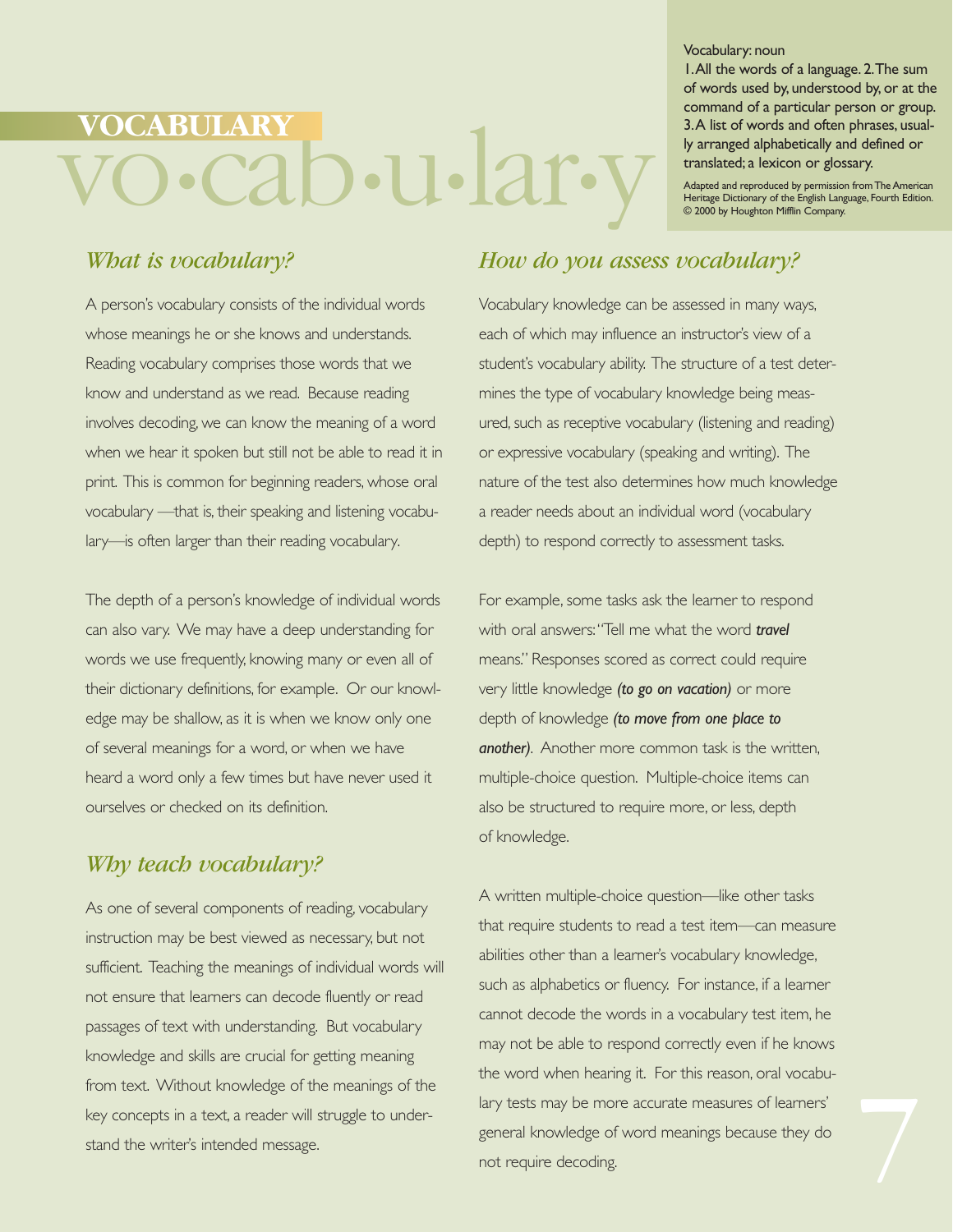# VOCABULARY

vo•cab•u•lar•y

Vocabulary: noun
1. All the words of a language. 2. The sum of words used by, understood by, or at the command of a particular person or group. 3. A list of words and often phrases, usually arranged alphabetically and defined or translated; a lexicon or glossary.

Adapted and reproduced by permission from The American Heritage Dictionary of the English Language, Fourth Edition. © 2000 by Houghton Mifflin Company.

## *What is vocabulary?*

A person's vocabulary consists of the individual words whose meanings he or she knows and understands. Reading vocabulary comprises those words that we know and understand as we read. Because reading involves decoding, we can know the meaning of a word when we hear it spoken but still not be able to read it in print. This is common for beginning readers, whose oral vocabulary —that is, their speaking and listening vocabulary—is often larger than their reading vocabulary.

The depth of a person's knowledge of individual words can also vary. We may have a deep understanding for words we use frequently, knowing many or even all of their dictionary definitions, for example. Or our knowledge may be shallow, as it is when we know only one of several meanings for a word, or when we have heard a word only a few times but have never used it ourselves or checked on its definition.

## *Why teach vocabulary?*

As one of several components of reading, vocabulary instruction may be best viewed as necessary, but not sufficient. Teaching the meanings of individual words will not ensure that learners can decode fluently or read passages of text with understanding. But vocabulary knowledge and skills are crucial for getting meaning from text. Without knowledge of the meanings of the key concepts in a text, a reader will struggle to understand the writer's intended message.

## *How do you assess vocabulary?*

Vocabulary knowledge can be assessed in many ways, each of which may influence an instructor's view of a student's vocabulary ability. The structure of a test determines the type of vocabulary knowledge being measured, such as receptive vocabulary (listening and reading) or expressive vocabulary (speaking and writing). The nature of the test also determines how much knowledge a reader needs about an individual word (vocabulary depth) to respond correctly to assessment tasks.

For example, some tasks ask the learner to respond with oral answers: "Tell me what the word ***travel*** means." Responses scored as correct could require very little knowledge ***(to go on vacation)*** or more depth of knowledge ***(to move from one place to another)***. Another more common task is the written, multiple-choice question. Multiple-choice items can also be structured to require more, or less, depth of knowledge.

A written multiple-choice question—like other tasks that require students to read a test item—can measure abilities other than a learner's vocabulary knowledge, such as alphabetics or fluency. For instance, if a learner cannot decode the words in a vocabulary test item, he may not be able to respond correctly even if he knows the word when hearing it. For this reason, oral vocabulary tests may be more accurate measures of learners' general knowledge of word meanings because they do not require decoding.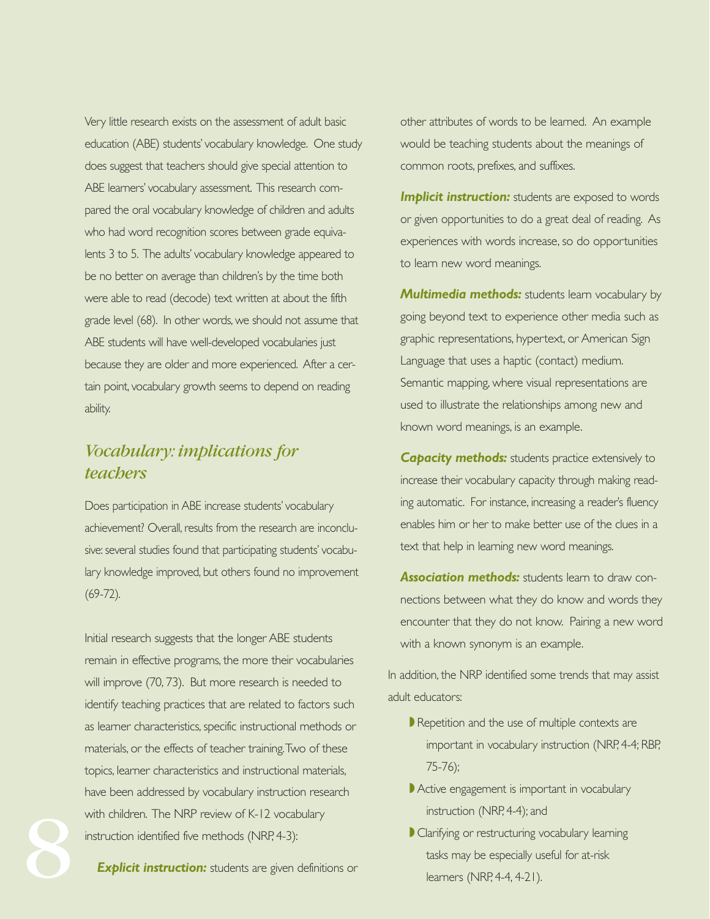Very little research exists on the assessment of adult basic education (ABE) students' vocabulary knowledge. One study does suggest that teachers should give special attention to ABE learners' vocabulary assessment. This research compared the oral vocabulary knowledge of children and adults who had word recognition scores between grade equivalents 3 to 5. The adults' vocabulary knowledge appeared to be no better on average than children's by the time both were able to read (decode) text written at about the fifth grade level (68). In other words, we should not assume that ABE students will have well-developed vocabularies just because they are older and more experienced. After a certain point, vocabulary growth seems to depend on reading ability.

## *Vocabulary: implications for teachers*

Does participation in ABE increase students' vocabulary achievement? Overall, results from the research are inconclusive: several studies found that participating students' vocabulary knowledge improved, but others found no improvement (69-72).

Initial research suggests that the longer ABE students remain in effective programs, the more their vocabularies will improve (70, 73). But more research is needed to identify teaching practices that are related to factors such as learner characteristics, specific instructional methods or materials, or the effects of teacher training. Two of these topics, learner characteristics and instructional materials, have been addressed by vocabulary instruction research with children. The NRP review of K-12 vocabulary instruction identified five methods (NRP, 4-3):

***Explicit instruction:*** students are given definitions or other attributes of words to be learned. An example would be teaching students about the meanings of common roots, prefixes, and suffixes.

***Implicit instruction:*** students are exposed to words or given opportunities to do a great deal of reading. As experiences with words increase, so do opportunities to learn new word meanings.

***Multimedia methods:*** students learn vocabulary by going beyond text to experience other media such as graphic representations, hypertext, or American Sign Language that uses a haptic (contact) medium. Semantic mapping, where visual representations are used to illustrate the relationships among new and known word meanings, is an example.

***Capacity methods:*** students practice extensively to increase their vocabulary capacity through making reading automatic. For instance, increasing a reader's fluency enables him or her to make better use of the clues in a text that help in learning new word meanings.

***Association methods:*** students learn to draw connections between what they do know and words they encounter that they do not know. Pairing a new word with a known synonym is an example.

In addition, the NRP identified some trends that may assist adult educators:

- Repetition and the use of multiple contexts are important in vocabulary instruction (NRP, 4-4; RBP, 75-76);
- Active engagement is important in vocabulary instruction (NRP, 4-4); and
- Clarifying or restructuring vocabulary learning tasks may be especially useful for at-risk learners (NRP, 4-4, 4-21).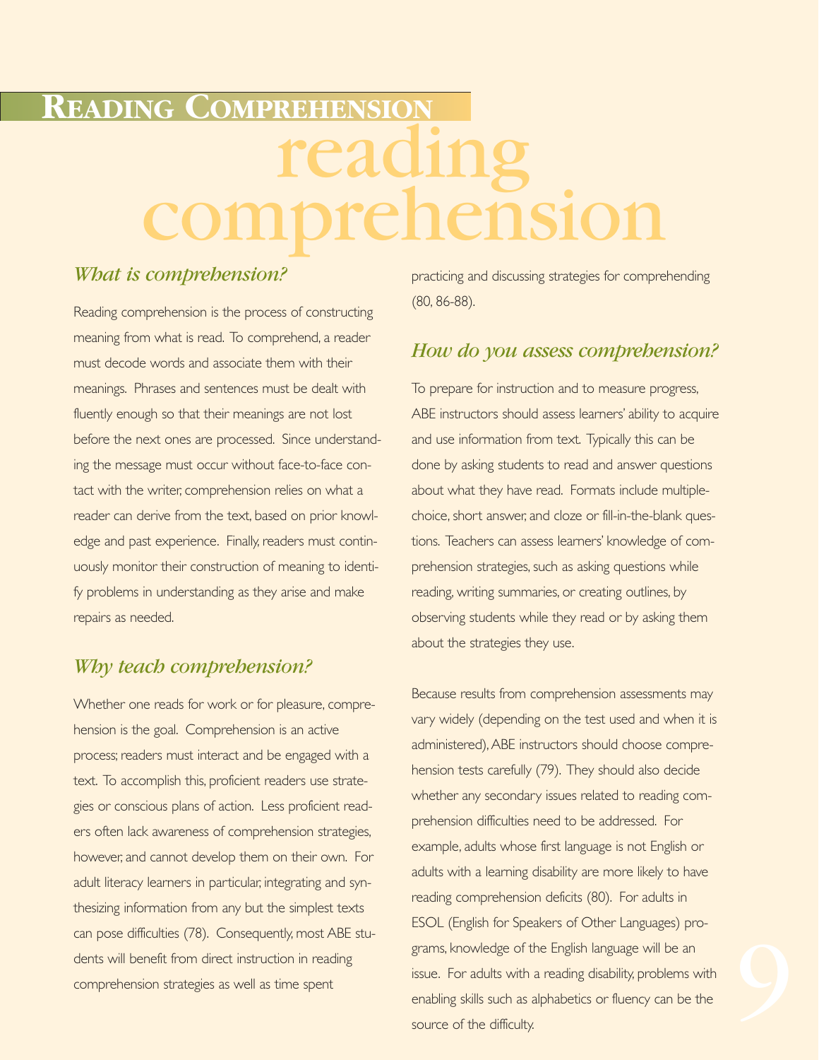# Reading Comprehension

## reading comprehension

### *What is comprehension?*

Reading comprehension is the process of constructing meaning from what is read. To comprehend, a reader must decode words and associate them with their meanings. Phrases and sentences must be dealt with fluently enough so that their meanings are not lost before the next ones are processed. Since understanding the message must occur without face-to-face contact with the writer, comprehension relies on what a reader can derive from the text, based on prior knowledge and past experience. Finally, readers must continuously monitor their construction of meaning to identify problems in understanding as they arise and make repairs as needed.

### *Why teach comprehension?*

Whether one reads for work or for pleasure, comprehension is the goal. Comprehension is an active process; readers must interact and be engaged with a text. To accomplish this, proficient readers use strategies or conscious plans of action. Less proficient readers often lack awareness of comprehension strategies, however, and cannot develop them on their own. For adult literacy learners in particular, integrating and synthesizing information from any but the simplest texts can pose difficulties (78). Consequently, most ABE students will benefit from direct instruction in reading comprehension strategies as well as time spent practicing and discussing strategies for comprehending (80, 86-88).

### *How do you assess comprehension?*

To prepare for instruction and to measure progress, ABE instructors should assess learners' ability to acquire and use information from text. Typically this can be done by asking students to read and answer questions about what they have read. Formats include multiple-choice, short answer, and cloze or fill-in-the-blank questions. Teachers can assess learners' knowledge of comprehension strategies, such as asking questions while reading, writing summaries, or creating outlines, by observing students while they read or by asking them about the strategies they use.

Because results from comprehension assessments may vary widely (depending on the test used and when it is administered), ABE instructors should choose comprehension tests carefully (79). They should also decide whether any secondary issues related to reading comprehension difficulties need to be addressed. For example, adults whose first language is not English or adults with a learning disability are more likely to have reading comprehension deficits (80). For adults in ESOL (English for Speakers of Other Languages) programs, knowledge of the English language will be an issue. For adults with a reading disability, problems with enabling skills such as alphabetics or fluency can be the source of the difficulty.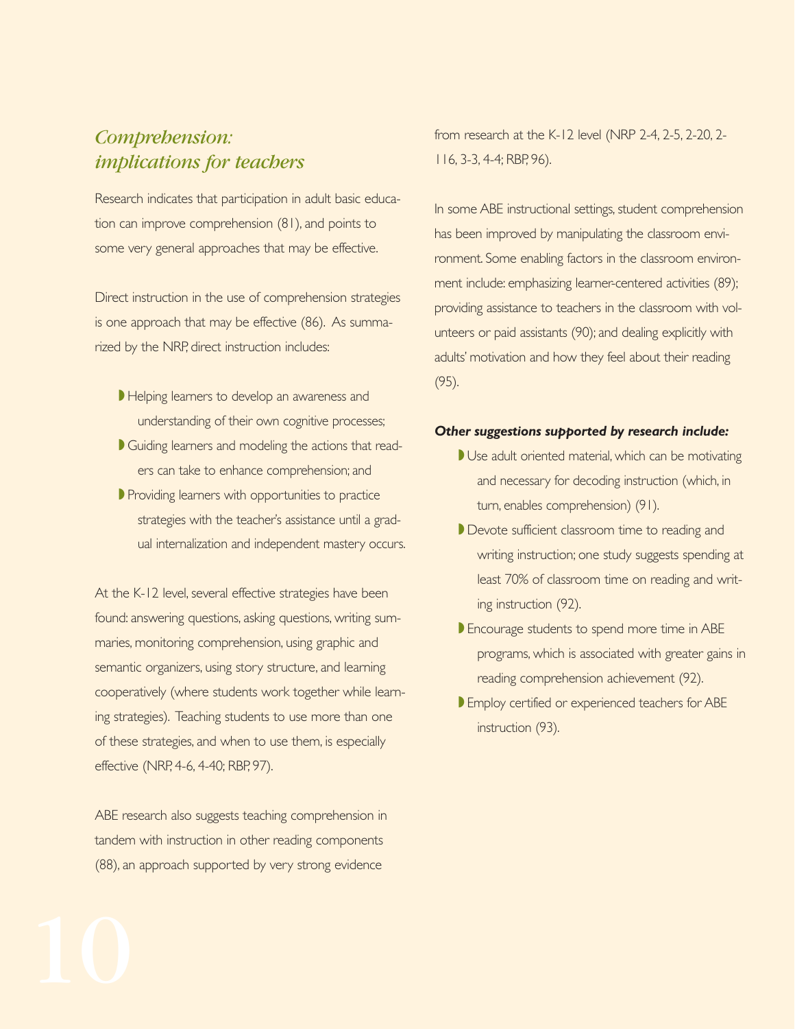## *Comprehension: implications for teachers*

Research indicates that participation in adult basic education can improve comprehension (81), and points to some very general approaches that may be effective.

Direct instruction in the use of comprehension strategies is one approach that may be effective (86). As summarized by the NRP, direct instruction includes:

- Helping learners to develop an awareness and understanding of their own cognitive processes;
- Guiding learners and modeling the actions that readers can take to enhance comprehension; and
- Providing learners with opportunities to practice strategies with the teacher's assistance until a gradual internalization and independent mastery occurs.

At the K-12 level, several effective strategies have been found: answering questions, asking questions, writing summaries, monitoring comprehension, using graphic and semantic organizers, using story structure, and learning cooperatively (where students work together while learning strategies). Teaching students to use more than one of these strategies, and when to use them, is especially effective (NRP, 4-6, 4-40; RBP, 97).

ABE research also suggests teaching comprehension in tandem with instruction in other reading components (88), an approach supported by very strong evidence from research at the K-12 level (NRP 2-4, 2-5, 2-20, 2-116, 3-3, 4-4; RBP, 96).

In some ABE instructional settings, student comprehension has been improved by manipulating the classroom environment. Some enabling factors in the classroom environment include: emphasizing learner-centered activities (89); providing assistance to teachers in the classroom with volunteers or paid assistants (90); and dealing explicitly with adults' motivation and how they feel about their reading (95).

***Other suggestions supported by research include:***

- Use adult oriented material, which can be motivating and necessary for decoding instruction (which, in turn, enables comprehension) (91).
- Devote sufficient classroom time to reading and writing instruction; one study suggests spending at least 70% of classroom time on reading and writing instruction (92).
- Encourage students to spend more time in ABE programs, which is associated with greater gains in reading comprehension achievement (92).
- Employ certified or experienced teachers for ABE instruction (93).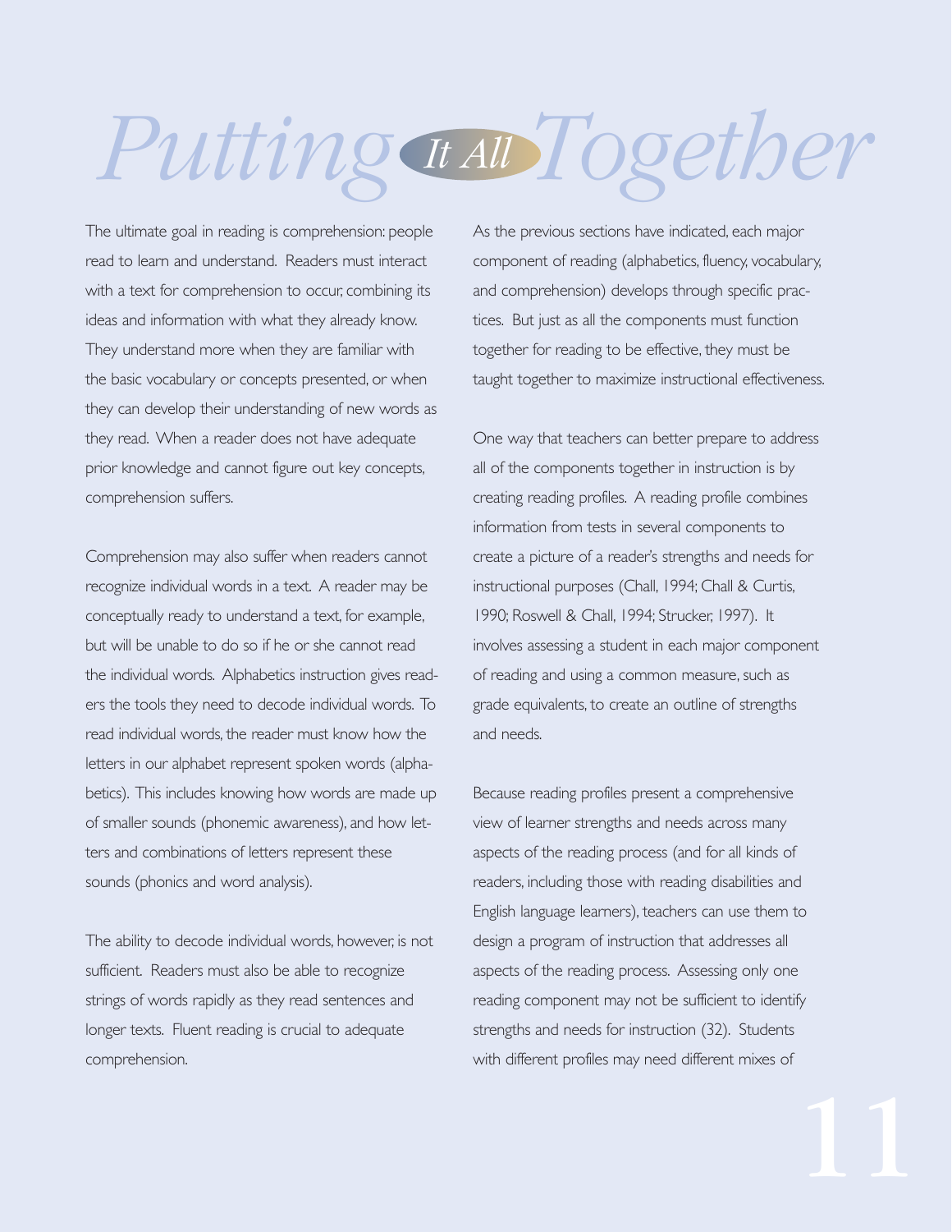# Putting It All Together

The ultimate goal in reading is comprehension: people read to learn and understand. Readers must interact with a text for comprehension to occur, combining its ideas and information with what they already know. They understand more when they are familiar with the basic vocabulary or concepts presented, or when they can develop their understanding of new words as they read. When a reader does not have adequate prior knowledge and cannot figure out key concepts, comprehension suffers.

Comprehension may also suffer when readers cannot recognize individual words in a text. A reader may be conceptually ready to understand a text, for example, but will be unable to do so if he or she cannot read the individual words. Alphabetics instruction gives readers the tools they need to decode individual words. To read individual words, the reader must know how the letters in our alphabet represent spoken words (alphabetics). This includes knowing how words are made up of smaller sounds (phonemic awareness), and how letters and combinations of letters represent these sounds (phonics and word analysis).

The ability to decode individual words, however, is not sufficient. Readers must also be able to recognize strings of words rapidly as they read sentences and longer texts. Fluent reading is crucial to adequate comprehension.

As the previous sections have indicated, each major component of reading (alphabetics, fluency, vocabulary, and comprehension) develops through specific practices. But just as all the components must function together for reading to be effective, they must be taught together to maximize instructional effectiveness.

One way that teachers can better prepare to address all of the components together in instruction is by creating reading profiles. A reading profile combines information from tests in several components to create a picture of a reader's strengths and needs for instructional purposes (Chall, 1994; Chall & Curtis, 1990; Roswell & Chall, 1994; Strucker, 1997). It involves assessing a student in each major component of reading and using a common measure, such as grade equivalents, to create an outline of strengths and needs.

Because reading profiles present a comprehensive view of learner strengths and needs across many aspects of the reading process (and for all kinds of readers, including those with reading disabilities and English language learners), teachers can use them to design a program of instruction that addresses all aspects of the reading process. Assessing only one reading component may not be sufficient to identify strengths and needs for instruction (32). Students with different profiles may need different mixes of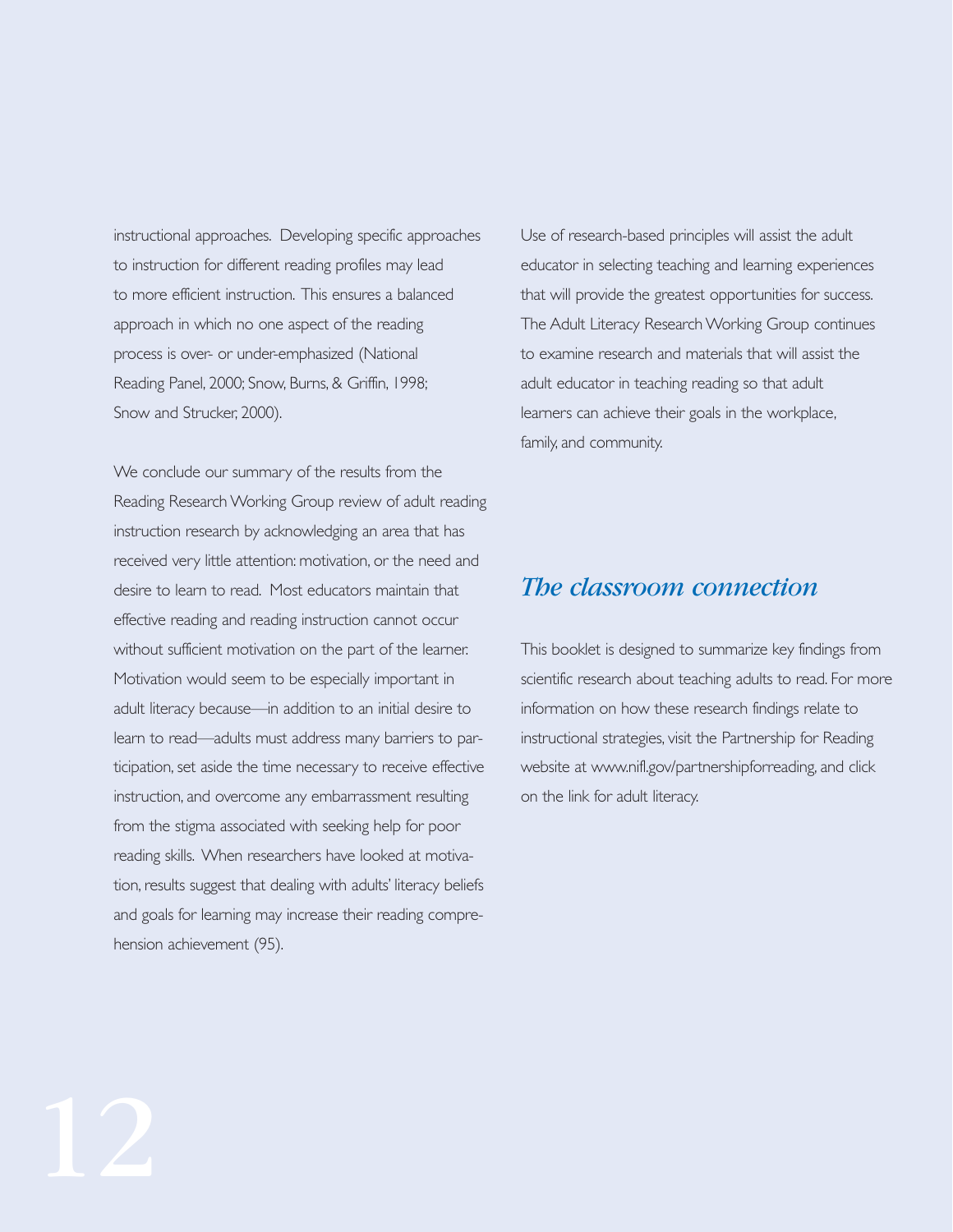instructional approaches. Developing specific approaches to instruction for different reading profiles may lead to more efficient instruction. This ensures a balanced approach in which no one aspect of the reading process is over- or under-emphasized (National Reading Panel, 2000; Snow, Burns, & Griffin, 1998; Snow and Strucker, 2000).

We conclude our summary of the results from the Reading Research Working Group review of adult reading instruction research by acknowledging an area that has received very little attention: motivation, or the need and desire to learn to read. Most educators maintain that effective reading and reading instruction cannot occur without sufficient motivation on the part of the learner. Motivation would seem to be especially important in adult literacy because—in addition to an initial desire to learn to read—adults must address many barriers to participation, set aside the time necessary to receive effective instruction, and overcome any embarrassment resulting from the stigma associated with seeking help for poor reading skills. When researchers have looked at motivation, results suggest that dealing with adults' literacy beliefs and goals for learning may increase their reading comprehension achievement (95).

Use of research-based principles will assist the adult educator in selecting teaching and learning experiences that will provide the greatest opportunities for success. The Adult Literacy Research Working Group continues to examine research and materials that will assist the adult educator in teaching reading so that adult learners can achieve their goals in the workplace, family, and community.

## *The classroom connection*

This booklet is designed to summarize key findings from scientific research about teaching adults to read. For more information on how these research findings relate to instructional strategies, visit the Partnership for Reading website at www.nifl.gov/partnershipforreading, and click on the link for adult literacy.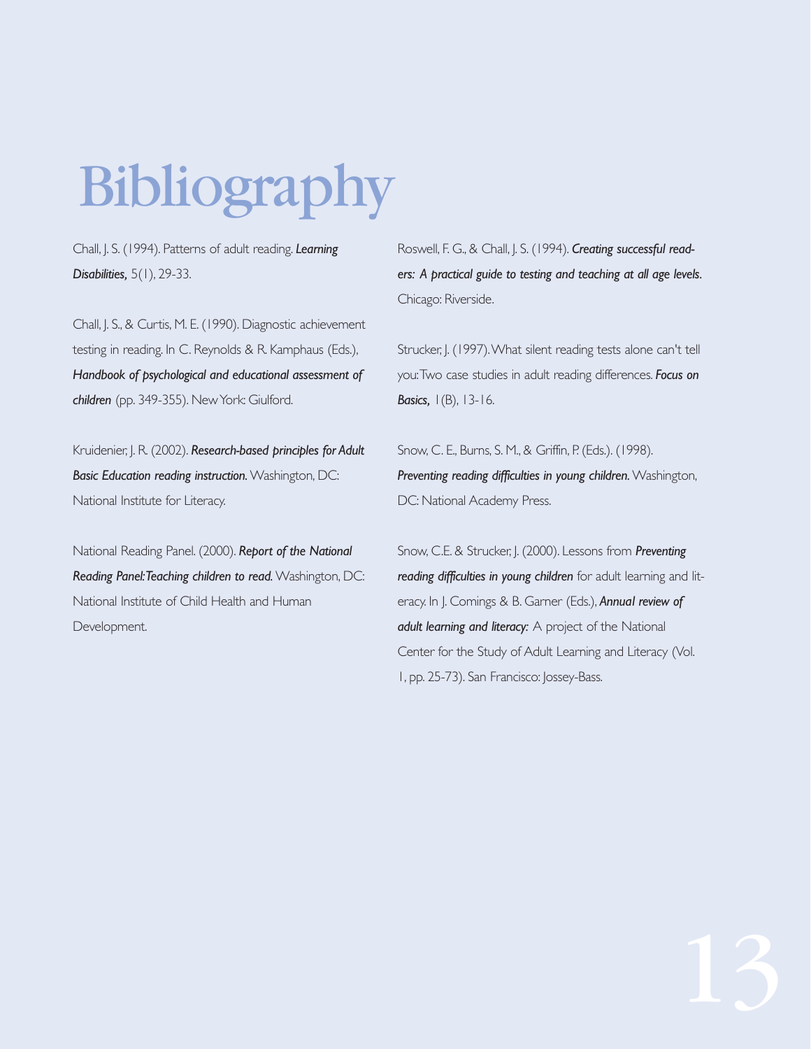# Bibliography

Chall, J. S. (1994). Patterns of adult reading. ***Learning Disabilities,*** 5(1), 29-33.

Chall, J. S., & Curtis, M. E. (1990). Diagnostic achievement testing in reading. In C. Reynolds & R. Kamphaus (Eds.), ***Handbook of psychological and educational assessment of children*** (pp. 349-355). New York: Giulford.

Kruidenier, J. R. (2002). ***Research-based principles for Adult Basic Education reading instruction.*** Washington, DC: National Institute for Literacy.

National Reading Panel. (2000). ***Report of the National Reading Panel: Teaching children to read.*** Washington, DC: National Institute of Child Health and Human Development.

Roswell, F. G., & Chall, J. S. (1994). ***Creating successful readers: A practical guide to testing and teaching at all age levels.*** Chicago: Riverside.

Strucker, J. (1997). What silent reading tests alone can't tell you: Two case studies in adult reading differences. ***Focus on Basics,*** 1(B), 13-16.

Snow, C. E., Burns, S. M., & Griffin, P. (Eds.). (1998). ***Preventing reading difficulties in young children.*** Washington, DC: National Academy Press.

Snow, C.E. & Strucker, J. (2000). Lessons from ***Preventing reading difficulties in young children*** for adult learning and literacy. In J. Comings & B. Garner (Eds.), ***Annual review of adult learning and literacy:*** A project of the National Center for the Study of Adult Learning and Literacy (Vol. 1, pp. 25-73). San Francisco: Jossey-Bass.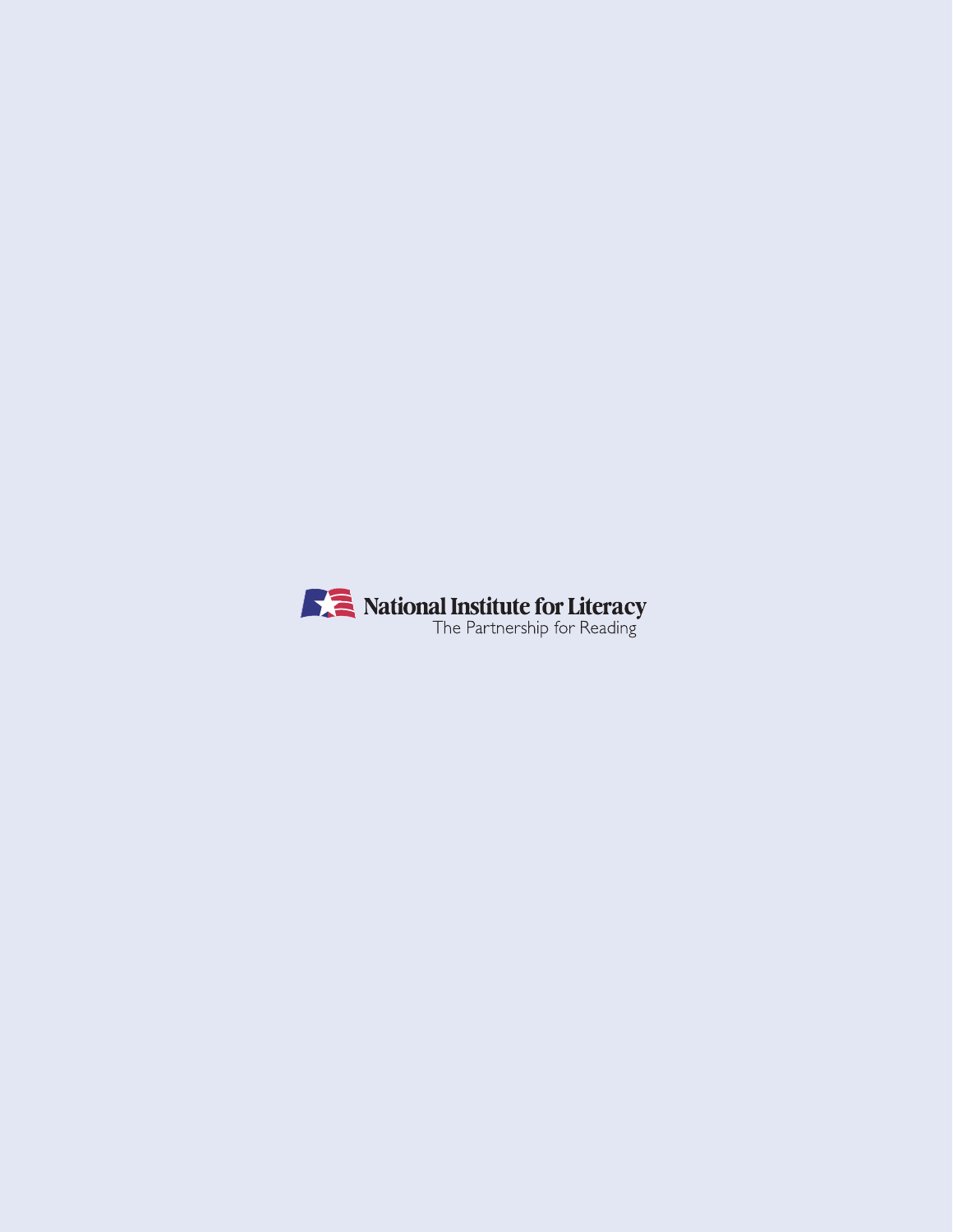National Institute for Literacy

The Partnership for Reading